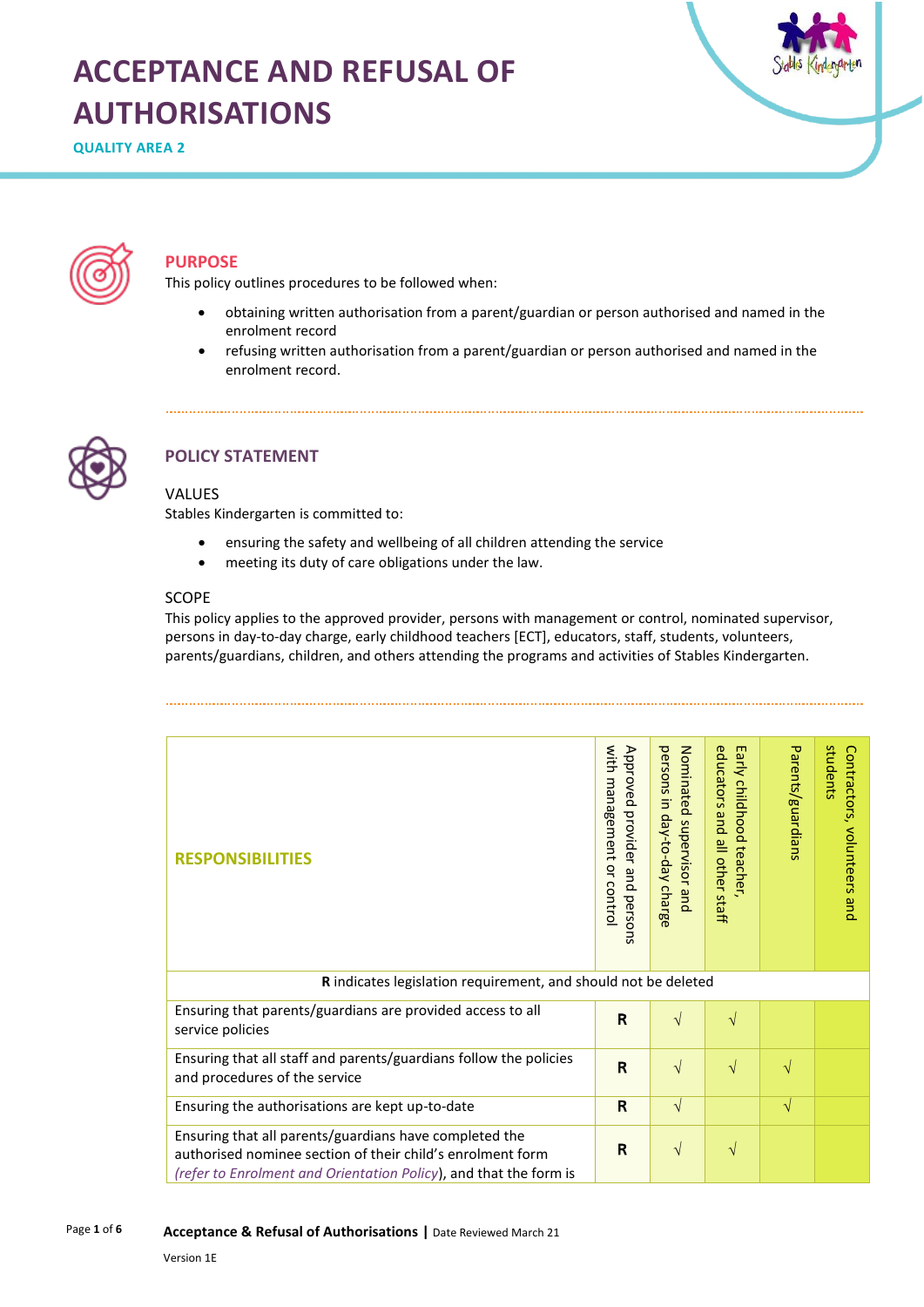# ACCEPTANCE AND REFUSAL OF AUTHORISATIONS

**QUALITY AREA 2**

## PURPOSE

This policy outlines procedures to be followed when:

- obtaining written authorisation from a parent/guardian or person authorised and named in the enrolment record
- refusing written authorisation from a parent/guardian or person authorised and named in the enrolment record.

## POLICY STATEMENT

### VALUES

Stables Kindergarten is committed to:

- ensuring the safety and wellbeing of all children attending the service
- meeting its duty of care obligations under the law.

### SCOPE

This policy applies to the approved provider, persons with management or control, nominated supervisor, persons in day-to-day charge, early childhood teachers [ECT], educators, staff, students, volunteers, parents/guardians, children, and others attending the programs and activities of Stables Kindergarten.

| RESPONSIBILITIES | Approved provider and persons with management or control | Nominated supervisor and persons in day-to-day charge | Early childhood teacher, educators and all other staff | Parents/guardians | Contractors, volunteers and students |
|---|---|---|---|---|---|
| **R** indicates legislation requirement, and should not be deleted | | | | | |
| Ensuring that parents/guardians are provided access to all service policies | **R** | √ | √ | | |
| Ensuring that all staff and parents/guardians follow the policies and procedures of the service | **R** | √ | √ | √ | |
| Ensuring the authorisations are kept up-to-date | **R** | √ | | √ | |
| Ensuring that all parents/guardians have completed the authorised nominee section of their child's enrolment form *(refer to Enrolment and Orientation Policy)*, and that the form is | **R** | √ | √ | | |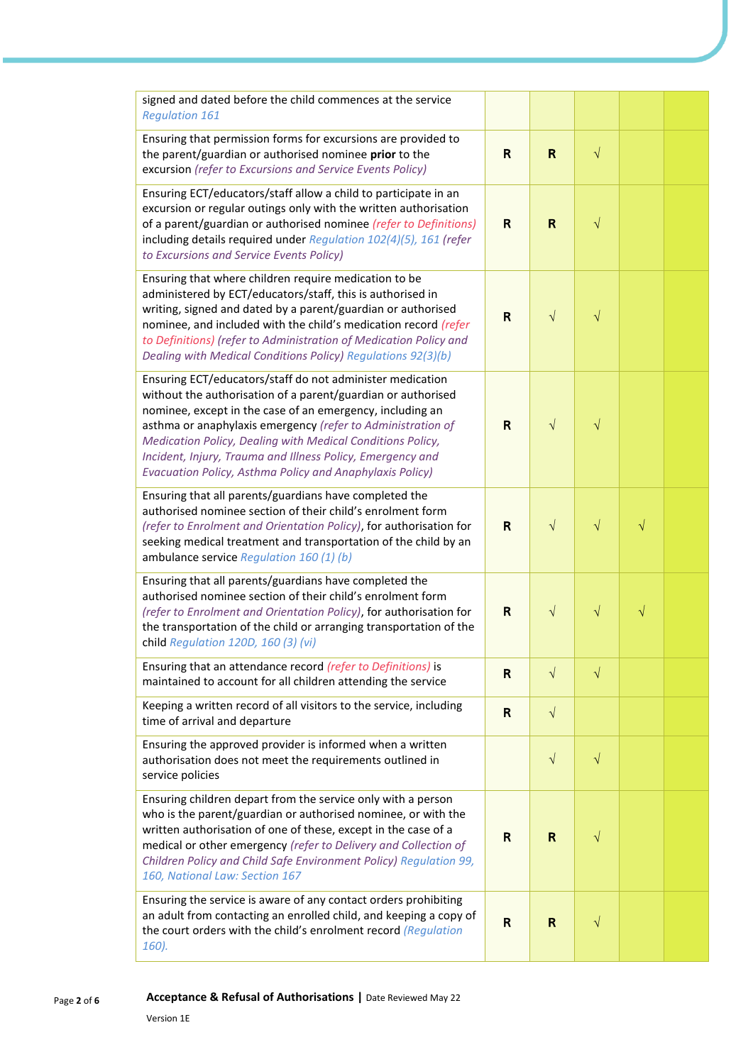| | | | | | |
|---|---|---|---|---|---|
| signed and dated before the child commences at the service *Regulation 161* | | | | | |
| Ensuring that permission forms for excursions are provided to the parent/guardian or authorised nominee **prior** to the excursion *(refer to Excursions and Service Events Policy)* | **R** | **R** | √ | | |
| Ensuring ECT/educators/staff allow a child to participate in an excursion or regular outings only with the written authorisation of a parent/guardian or authorised nominee *(refer to Definitions)* including details required under *Regulation 102(4)(5), 161 (refer to Excursions and Service Events Policy)* | **R** | **R** | √ | | |
| Ensuring that where children require medication to be administered by ECT/educators/staff, this is authorised in writing, signed and dated by a parent/guardian or authorised nominee, and included with the child's medication record *(refer to Definitions) (refer to Administration of Medication Policy and Dealing with Medical Conditions Policy) Regulations 92(3)(b)* | **R** | √ | √ | | |
| Ensuring ECT/educators/staff do not administer medication without the authorisation of a parent/guardian or authorised nominee, except in the case of an emergency, including an asthma or anaphylaxis emergency *(refer to Administration of Medication Policy, Dealing with Medical Conditions Policy, Incident, Injury, Trauma and Illness Policy, Emergency and Evacuation Policy, Asthma Policy and Anaphylaxis Policy)* | **R** | √ | √ | | |
| Ensuring that all parents/guardians have completed the authorised nominee section of their child's enrolment form *(refer to Enrolment and Orientation Policy)*, for authorisation for seeking medical treatment and transportation of the child by an ambulance service *Regulation 160 (1) (b)* | **R** | √ | √ | √ | |
| Ensuring that all parents/guardians have completed the authorised nominee section of their child's enrolment form *(refer to Enrolment and Orientation Policy)*, for authorisation for the transportation of the child or arranging transportation of the child *Regulation 120D, 160 (3) (vi)* | **R** | √ | √ | √ | |
| Ensuring that an attendance record *(refer to Definitions)* is maintained to account for all children attending the service | **R** | √ | √ | | |
| Keeping a written record of all visitors to the service, including time of arrival and departure | **R** | √ | | | |
| Ensuring the approved provider is informed when a written authorisation does not meet the requirements outlined in service policies | | √ | √ | | |
| Ensuring children depart from the service only with a person who is the parent/guardian or authorised nominee, or with the written authorisation of one of these, except in the case of a medical or other emergency *(refer to Delivery and Collection of Children Policy and Child Safe Environment Policy) Regulation 99, 160, National Law: Section 167* | **R** | **R** | √ | | |
| Ensuring the service is aware of any contact orders prohibiting an adult from contacting an enrolled child, and keeping a copy of the court orders with the child's enrolment record *(Regulation 160).* | **R** | **R** | √ | | |

**Acceptance & Refusal of Authorisations** | Date Reviewed May 22

Version 1E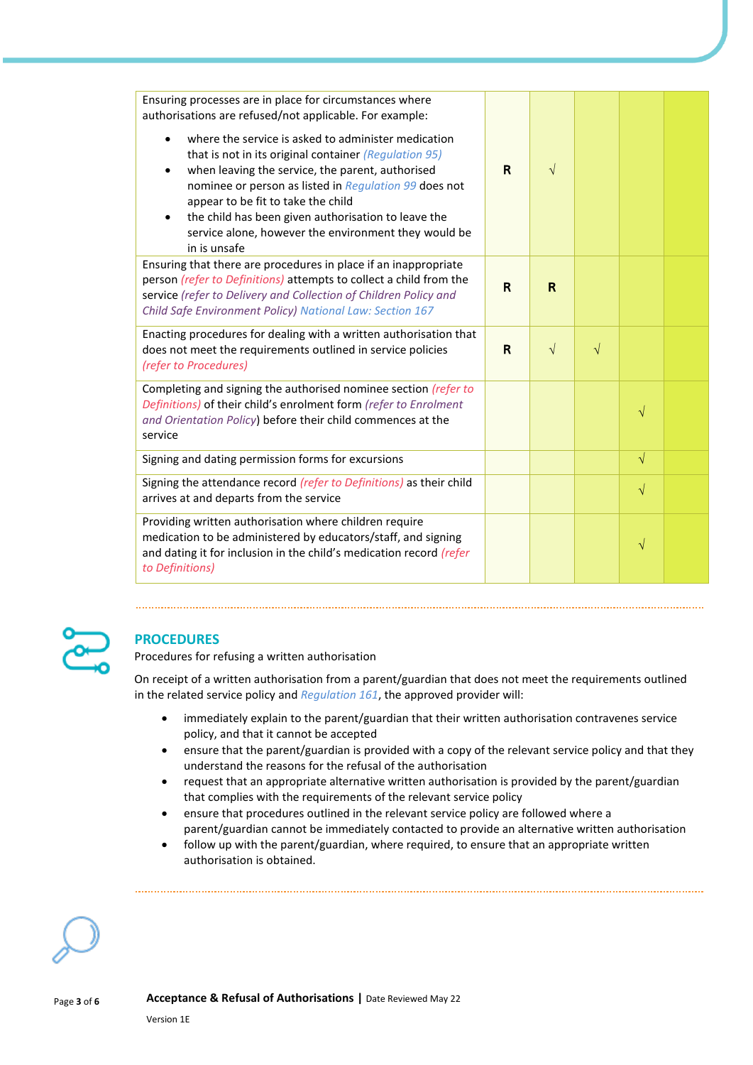| | | | | | |
|---|---|---|---|---|---|
| Ensuring processes are in place for circumstances where authorisations are refused/not applicable. For example:<br>• where the service is asked to administer medication that is not in its original container *(Regulation 95)*<br>• when leaving the service, the parent, authorised nominee or person as listed in *Regulation 99* does not appear to be fit to take the child<br>• the child has been given authorisation to leave the service alone, however the environment they would be in is unsafe | **R** | √ | | | |
| Ensuring that there are procedures in place if an inappropriate person *(refer to Definitions)* attempts to collect a child from the service *(refer to Delivery and Collection of Children Policy and Child Safe Environment Policy) National Law: Section 167* | **R** | **R** | | | |
| Enacting procedures for dealing with a written authorisation that does not meet the requirements outlined in service policies *(refer to Procedures)* | **R** | √ | √ | | |
| Completing and signing the authorised nominee section *(refer to Definitions)* of their child's enrolment form *(refer to Enrolment and Orientation Policy)* before their child commences at the service | | | | √ | |
| Signing and dating permission forms for excursions | | | | √ | |
| Signing the attendance record *(refer to Definitions)* as their child arrives at and departs from the service | | | | √ | |
| Providing written authorisation where children require medication to be administered by educators/staff, and signing and dating it for inclusion in the child's medication record *(refer to Definitions)* | | | | √ | |

## PROCEDURES

Procedures for refusing a written authorisation

On receipt of a written authorisation from a parent/guardian that does not meet the requirements outlined in the related service policy and *Regulation 161*, the approved provider will:

- immediately explain to the parent/guardian that their written authorisation contravenes service policy, and that it cannot be accepted
- ensure that the parent/guardian is provided with a copy of the relevant service policy and that they understand the reasons for the refusal of the authorisation
- request that an appropriate alternative written authorisation is provided by the parent/guardian that complies with the requirements of the relevant service policy
- ensure that procedures outlined in the relevant service policy are followed where a parent/guardian cannot be immediately contacted to provide an alternative written authorisation
- follow up with the parent/guardian, where required, to ensure that an appropriate written authorisation is obtained.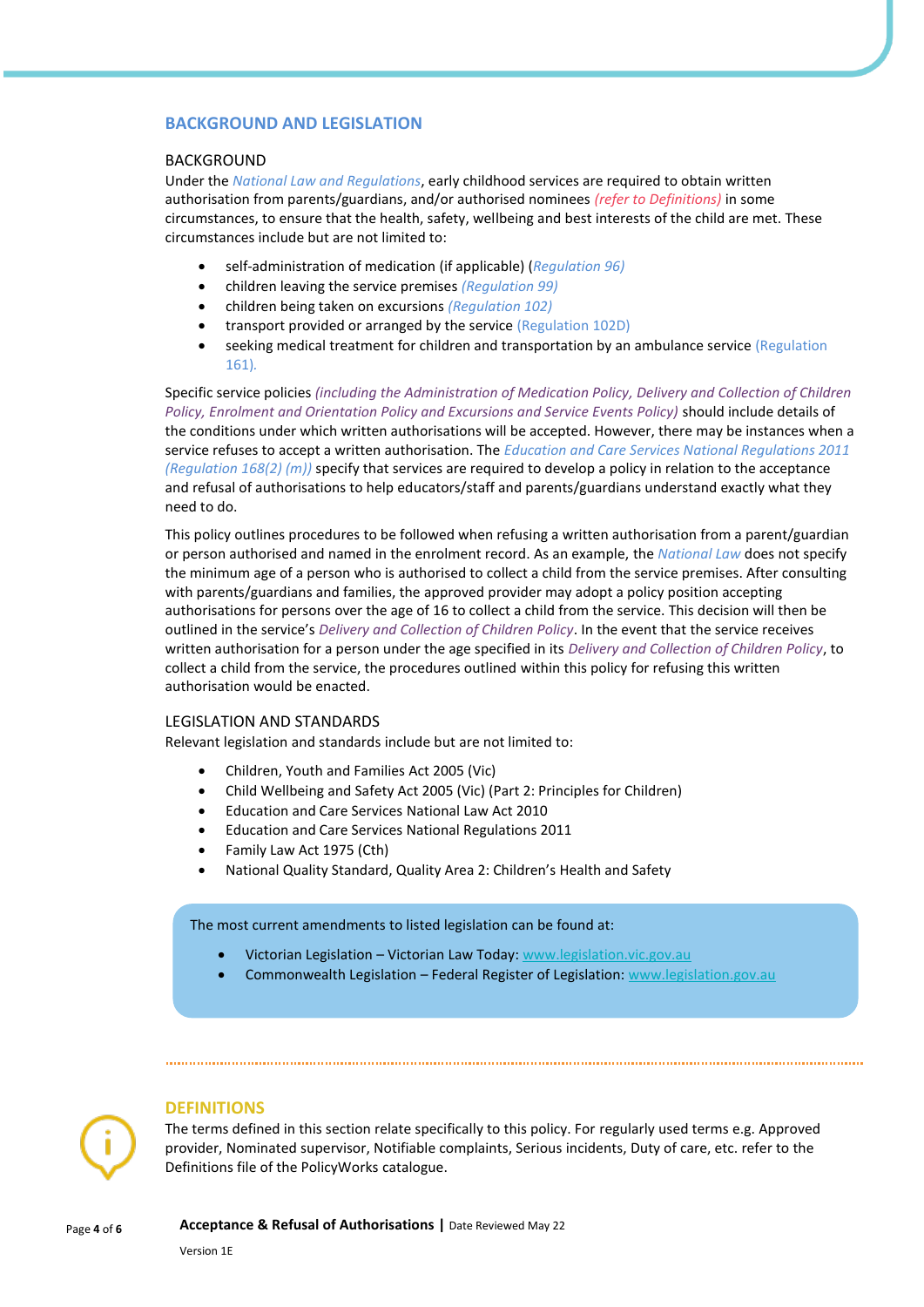## BACKGROUND AND LEGISLATION

### BACKGROUND

Under the *National Law and Regulations*, early childhood services are required to obtain written authorisation from parents/guardians, and/or authorised nominees *(refer to Definitions)* in some circumstances, to ensure that the health, safety, wellbeing and best interests of the child are met. These circumstances include but are not limited to:

- self-administration of medication (if applicable) (*Regulation 96)*
- children leaving the service premises *(Regulation 99)*
- children being taken on excursions *(Regulation 102)*
- transport provided or arranged by the service (Regulation 102D)
- seeking medical treatment for children and transportation by an ambulance service (Regulation 161).

Specific service policies *(including the Administration of Medication Policy, Delivery and Collection of Children Policy, Enrolment and Orientation Policy and Excursions and Service Events Policy)* should include details of the conditions under which written authorisations will be accepted. However, there may be instances when a service refuses to accept a written authorisation. The *Education and Care Services National Regulations 2011 (Regulation 168(2) (m))* specify that services are required to develop a policy in relation to the acceptance and refusal of authorisations to help educators/staff and parents/guardians understand exactly what they need to do.

This policy outlines procedures to be followed when refusing a written authorisation from a parent/guardian or person authorised and named in the enrolment record. As an example, the *National Law* does not specify the minimum age of a person who is authorised to collect a child from the service premises. After consulting with parents/guardians and families, the approved provider may adopt a policy position accepting authorisations for persons over the age of 16 to collect a child from the service. This decision will then be outlined in the service's *Delivery and Collection of Children Policy*. In the event that the service receives written authorisation for a person under the age specified in its *Delivery and Collection of Children Policy*, to collect a child from the service, the procedures outlined within this policy for refusing this written authorisation would be enacted.

### LEGISLATION AND STANDARDS

Relevant legislation and standards include but are not limited to:

- Children, Youth and Families Act 2005 (Vic)
- Child Wellbeing and Safety Act 2005 (Vic) (Part 2: Principles for Children)
- Education and Care Services National Law Act 2010
- Education and Care Services National Regulations 2011
- Family Law Act 1975 (Cth)
- National Quality Standard, Quality Area 2: Children's Health and Safety

The most current amendments to listed legislation can be found at:

- Victorian Legislation – Victorian Law Today: www.legislation.vic.gov.au
- Commonwealth Legislation – Federal Register of Legislation: www.legislation.gov.au

## DEFINITIONS

The terms defined in this section relate specifically to this policy. For regularly used terms e.g. Approved provider, Nominated supervisor, Notifiable complaints, Serious incidents, Duty of care, etc. refer to the Definitions file of the PolicyWorks catalogue.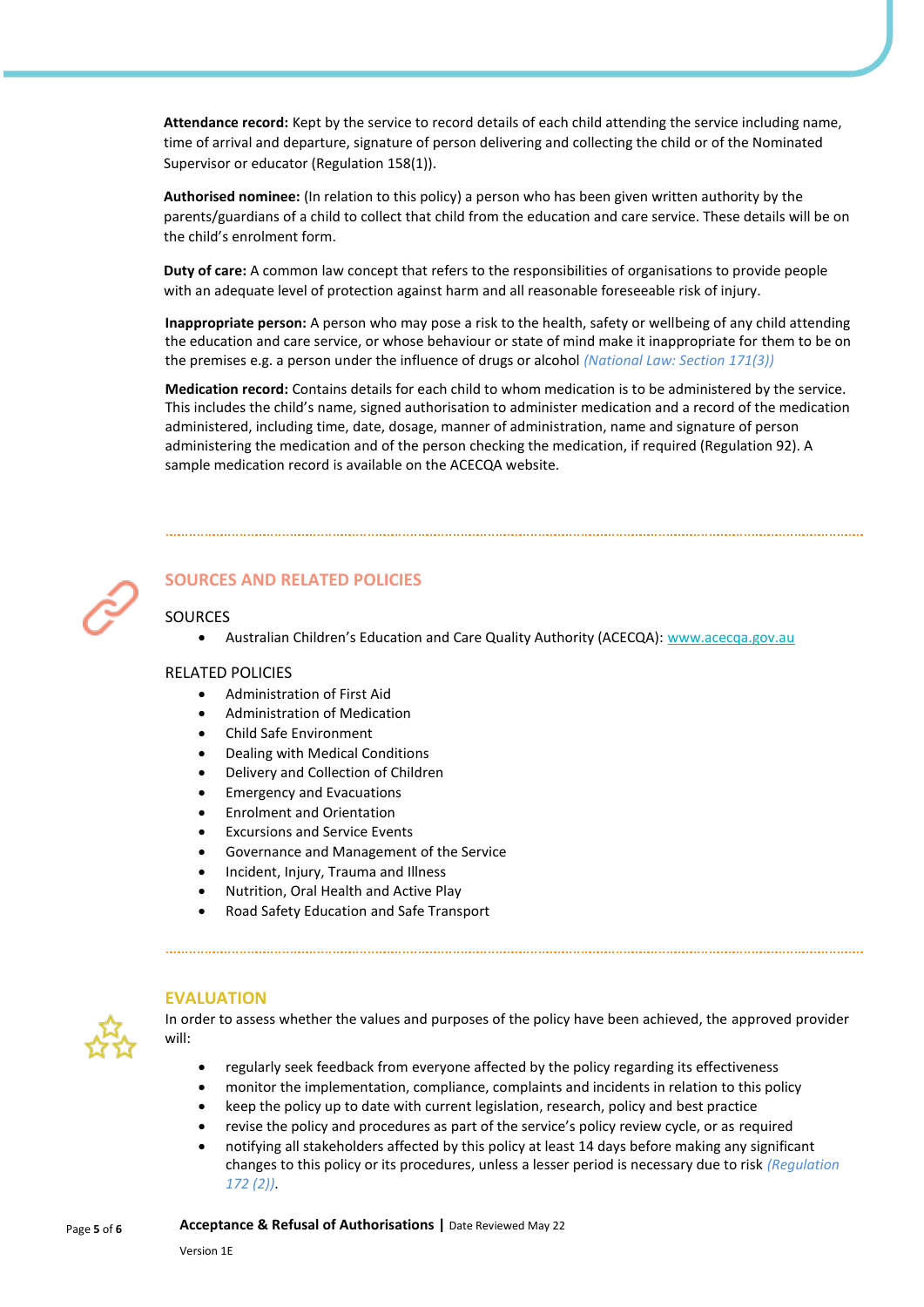**Attendance record:** Kept by the service to record details of each child attending the service including name, time of arrival and departure, signature of person delivering and collecting the child or of the Nominated Supervisor or educator (Regulation 158(1)).

**Authorised nominee:** (In relation to this policy) a person who has been given written authority by the parents/guardians of a child to collect that child from the education and care service. These details will be on the child's enrolment form.

**Duty of care:** A common law concept that refers to the responsibilities of organisations to provide people with an adequate level of protection against harm and all reasonable foreseeable risk of injury.

**Inappropriate person:** A person who may pose a risk to the health, safety or wellbeing of any child attending the education and care service, or whose behaviour or state of mind make it inappropriate for them to be on the premises e.g. a person under the influence of drugs or alcohol *(National Law: Section 171(3))*

**Medication record:** Contains details for each child to whom medication is to be administered by the service. This includes the child's name, signed authorisation to administer medication and a record of the medication administered, including time, date, dosage, manner of administration, name and signature of person administering the medication and of the person checking the medication, if required (Regulation 92). A sample medication record is available on the ACECQA website.

## SOURCES AND RELATED POLICIES

SOURCES

- Australian Children's Education and Care Quality Authority (ACECQA): www.acecqa.gov.au

RELATED POLICIES

- Administration of First Aid
- Administration of Medication
- Child Safe Environment
- Dealing with Medical Conditions
- Delivery and Collection of Children
- Emergency and Evacuations
- Enrolment and Orientation
- Excursions and Service Events
- Governance and Management of the Service
- Incident, Injury, Trauma and Illness
- Nutrition, Oral Health and Active Play
- Road Safety Education and Safe Transport

## EVALUATION

In order to assess whether the values and purposes of the policy have been achieved, the approved provider will:

- regularly seek feedback from everyone affected by the policy regarding its effectiveness
- monitor the implementation, compliance, complaints and incidents in relation to this policy
- keep the policy up to date with current legislation, research, policy and best practice
- revise the policy and procedures as part of the service's policy review cycle, or as required
- notifying all stakeholders affected by this policy at least 14 days before making any significant changes to this policy or its procedures, unless a lesser period is necessary due to risk *(Regulation 172 (2))*.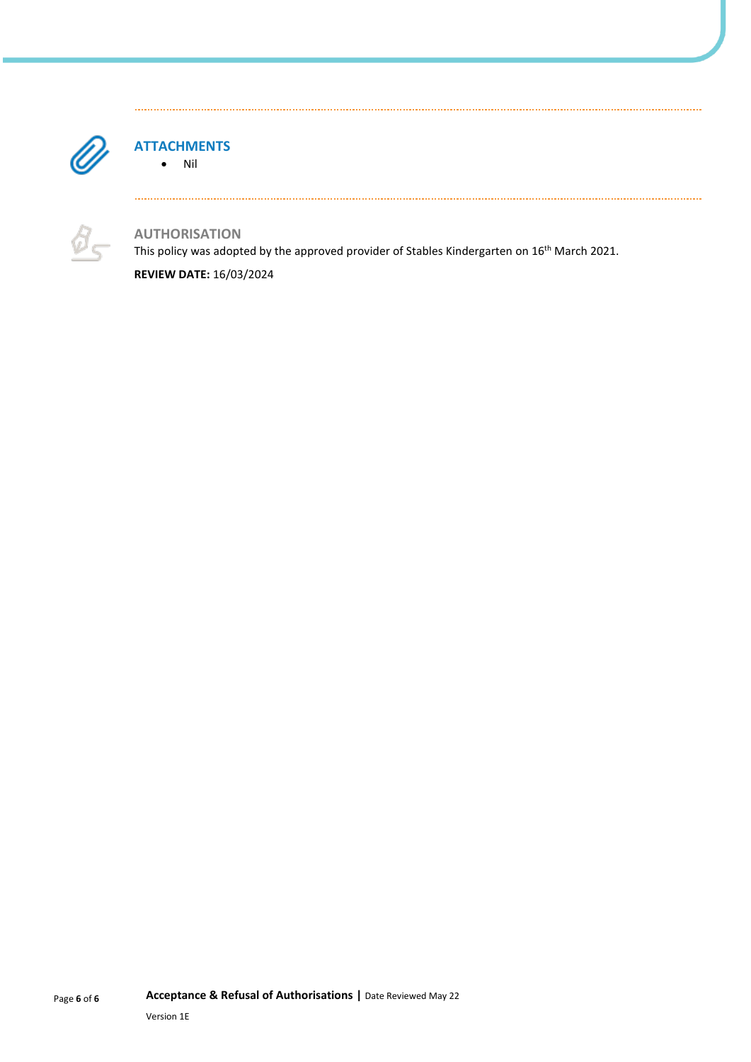## ATTACHMENTS

- Nil

## AUTHORISATION

This policy was adopted by the approved provider of Stables Kindergarten on 16th March 2021.

**REVIEW DATE:** 16/03/2024